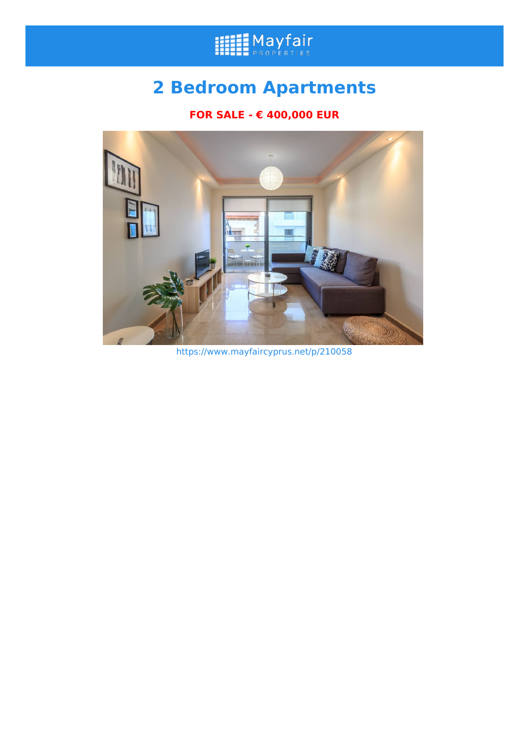# 2 Bedroom Apartments

**FOR SALE - € 400,000 EUR**

https://www.mayfaircyprus.net/p/210058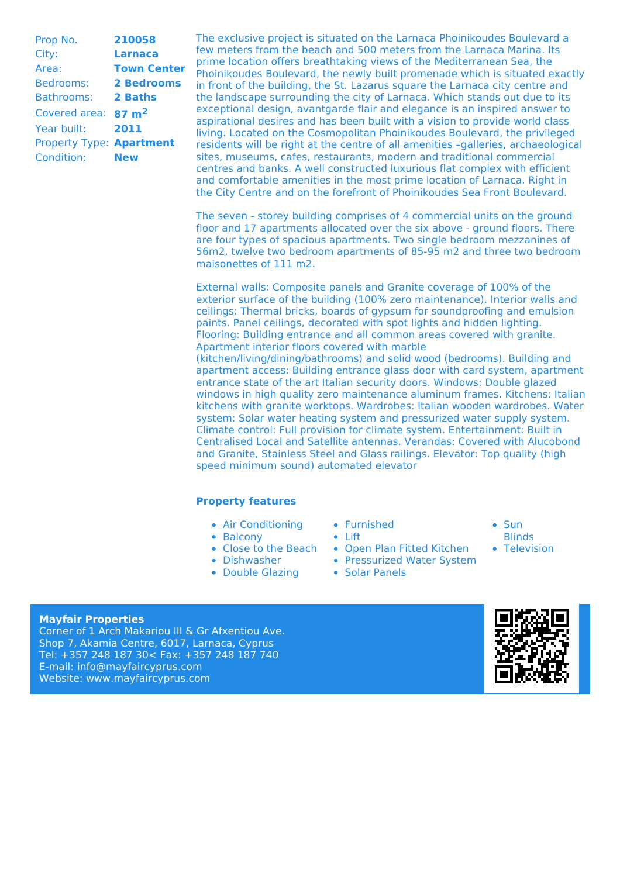| | |
|---|---|
| Prop No. | **210058** |
| City: | **Larnaca** |
| Area: | **Town Center** |
| Bedrooms: | **2 Bedrooms** |
| Bathrooms: | **2 Baths** |
| Covered area: | **87 m$^2$** |
| Year built: | **2011** |
| Property Type: | **Apartment** |
| Condition: | **New** |

The exclusive project is situated on the Larnaca Phoinikoudes Boulevard a few meters from the beach and 500 meters from the Larnaca Marina. Its prime location offers breathtaking views of the Mediterranean Sea, the Phoinikoudes Boulevard, the newly built promenade which is situated exactly in front of the building, the St. Lazarus square the Larnaca city centre and the landscape surrounding the city of Larnaca. Which stands out due to its exceptional design, avantgarde flair and elegance is an inspired answer to aspirational desires and has been built with a vision to provide world class living. Located on the Cosmopolitan Phoinikoudes Boulevard, the privileged residents will be right at the centre of all amenities –galleries, archaeological sites, museums, cafes, restaurants, modern and traditional commercial centres and banks. A well constructed luxurious flat complex with efficient and comfortable amenities in the most prime location of Larnaca. Right in the City Centre and on the forefront of Phoinikoudes Sea Front Boulevard.

The seven - storey building comprises of 4 commercial units on the ground floor and 17 apartments allocated over the six above - ground floors. There are four types of spacious apartments. Two single bedroom mezzanines of 56m2, twelve two bedroom apartments of 85-95 m2 and three two bedroom maisonettes of 111 m2.

External walls: Composite panels and Granite coverage of 100% of the exterior surface of the building (100% zero maintenance). Interior walls and ceilings: Thermal bricks, boards of gypsum for soundproofing and emulsion paints. Panel ceilings, decorated with spot lights and hidden lighting. Flooring: Building entrance and all common areas covered with granite. Apartment interior floors covered with marble (kitchen/living/dining/bathrooms) and solid wood (bedrooms). Building and apartment access: Building entrance glass door with card system, apartment entrance state of the art Italian security doors. Windows: Double glazed windows in high quality zero maintenance aluminum frames. Kitchens: Italian kitchens with granite worktops. Wardrobes: Italian wooden wardrobes. Water system: Solar water heating system and pressurized water supply system. Climate control: Full provision for climate system. Entertainment: Built in Centralised Local and Satellite antennas. Verandas: Covered with Alucobond and Granite, Stainless Steel and Glass railings. Elevator: Top quality (high speed minimum sound) automated elevator

**Property features**

- Air Conditioning
- Balcony
- Close to the Beach
- Dishwasher
- Double Glazing
- Furnished
- Lift
- Open Plan Fitted Kitchen
- Pressurized Water System
- Solar Panels
- Sun Blinds
- Television

**Mayfair Properties**
Corner of 1 Arch Makariou III & Gr Afxentiou Ave.
Shop 7, Akamia Centre, 6017, Larnaca, Cyprus
Tel: +357 248 187 30< Fax: +357 248 187 740
E-mail: info@mayfaircyprus.com
Website: www.mayfaircyprus.com